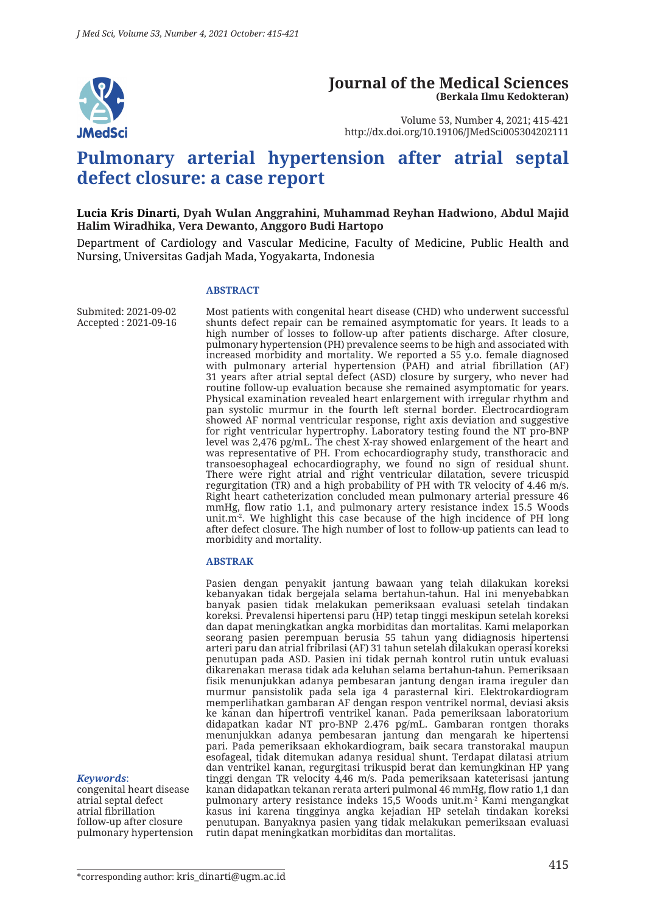# Journal of the Medical Sciences
**(Berkala Ilmu Kedokteran)**

Volume 53, Number 4, 2021; 415-421
http://dx.doi.org/10.19106/JMedSci005304202111

# Pulmonary arterial hypertension after atrial septal defect closure: a case report

**Lucia Kris Dinarti, Dyah Wulan Anggrahini, Muhammad Reyhan Hadwiono, Abdul Majid Halim Wiradhika, Vera Dewanto, Anggoro Budi Hartopo**

Department of Cardiology and Vascular Medicine, Faculty of Medicine, Public Health and Nursing, Universitas Gadjah Mada, Yogyakarta, Indonesia

Submited: 2021-09-02
Accepted : 2021-09-16

## ABSTRACT

Most patients with congenital heart disease (CHD) who underwent successful shunts defect repair can be remained asymptomatic for years. It leads to a high number of losses to follow-up after patients discharge. After closure, pulmonary hypertension (PH) prevalence seems to be high and associated with increased morbidity and mortality. We reported a 55 y.o. female diagnosed with pulmonary arterial hypertension (PAH) and atrial fibrillation (AF) 31 years after atrial septal defect (ASD) closure by surgery, who never had routine follow-up evaluation because she remained asymptomatic for years. Physical examination revealed heart enlargement with irregular rhythm and pan systolic murmur in the fourth left sternal border. Electrocardiogram showed AF normal ventricular response, right axis deviation and suggestive for right ventricular hypertrophy. Laboratory testing found the NT pro-BNP level was 2,476 pg/mL. The chest X-ray showed enlargement of the heart and was representative of PH. From echocardiography study, transthoracic and transoesophageal echocardiography, we found no sign of residual shunt. There were right atrial and right ventricular dilatation, severe tricuspid regurgitation (TR) and a high probability of PH with TR velocity of 4.46 m/s. Right heart catheterization concluded mean pulmonary arterial pressure 46 mmHg, flow ratio 1.1, and pulmonary artery resistance index 15.5 Woods unit.m$^{-2}$. We highlight this case because of the high incidence of PH long after defect closure. The high number of lost to follow-up patients can lead to morbidity and mortality.

## ABSTRAK

Pasien dengan penyakit jantung bawaan yang telah dilakukan koreksi kebanyakan tidak bergejala selama bertahun-tahun. Hal ini menyebabkan banyak pasien tidak melakukan pemeriksaan evaluasi setelah tindakan koreksi. Prevalensi hipertensi paru (HP) tetap tinggi meskipun setelah koreksi dan dapat meningkatkan angka morbiditas dan mortalitas. Kami melaporkan seorang pasien perempuan berusia 55 tahun yang didiagnosis hipertensi arteri paru dan atrial fribrilasi (AF) 31 tahun setelah dilakukan operasi koreksi penutupan pada ASD. Pasien ini tidak pernah kontrol rutin untuk evaluasi dikarenakan merasa tidak ada keluhan selama bertahun-tahun. Pemeriksaan fisik menunjukkan adanya pembesaran jantung dengan irama ireguler dan murmur pansistolik pada sela iga 4 parasternal kiri. Elektrokardiogram memperlihatkan gambaran AF dengan respon ventrikel normal, deviasi aksis ke kanan dan hipertrofi ventrikel kanan. Pada pemeriksaan laboratorium didapatkan kadar NT pro-BNP 2.476 pg/mL. Gambaran rontgen thoraks menunjukkan adanya pembesaran jantung dan mengarah ke hipertensi pari. Pada pemeriksaan ekhokardiogram, baik secara transtorakal maupun esofageal, tidak ditemukan adanya residual shunt. Terdapat dilatasi atrium dan ventrikel kanan, regurgitasi trikuspid berat dan kemungkinan HP yang tinggi dengan TR velocity 4,46 m/s. Pada pemeriksaan kateterisasi jantung kanan didapatkan tekanan rerata arteri pulmonal 46 mmHg, flow ratio 1,1 dan pulmonary artery resistance indeks 15,5 Woods unit.m$^{-2}$ Kami mengangkat kasus ini karena tingginya angka kejadian HP setelah tindakan koreksi penutupan. Banyaknya pasien yang tidak melakukan pemeriksaan evaluasi rutin dapat meningkatkan morbiditas dan mortalitas.

***Keywords***:
congenital heart disease
atrial septal defect
atrial fibrillation
follow-up after closure
pulmonary hypertension

*corresponding author: kris_dinarti@ugm.ac.id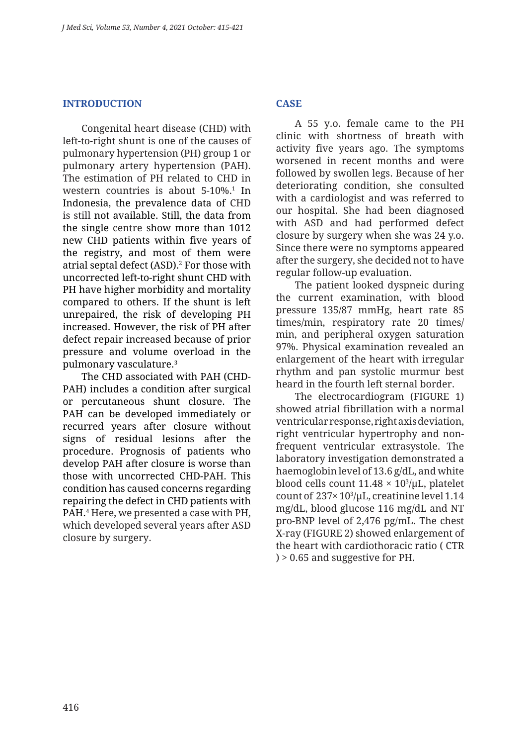## INTRODUCTION

Congenital heart disease (CHD) with left-to-right shunt is one of the causes of pulmonary hypertension (PH) group 1 or pulmonary artery hypertension (PAH). The estimation of PH related to CHD in western countries is about 5-10%.[1] In Indonesia, the prevalence data of CHD is still not available. Still, the data from the single centre show more than 1012 new CHD patients within five years of the registry, and most of them were atrial septal defect (ASD).[2] For those with uncorrected left-to-right shunt CHD with PH have higher morbidity and mortality compared to others. If the shunt is left unrepaired, the risk of developing PH increased. However, the risk of PH after defect repair increased because of prior pressure and volume overload in the pulmonary vasculature.[3]

The CHD associated with PAH (CHD-PAH) includes a condition after surgical or percutaneous shunt closure. The PAH can be developed immediately or recurred years after closure without signs of residual lesions after the procedure. Prognosis of patients who develop PAH after closure is worse than those with uncorrected CHD-PAH. This condition has caused concerns regarding repairing the defect in CHD patients with PAH.[4] Here, we presented a case with PH, which developed several years after ASD closure by surgery.

## CASE

A 55 y.o. female came to the PH clinic with shortness of breath with activity five years ago. The symptoms worsened in recent months and were followed by swollen legs. Because of her deteriorating condition, she consulted with a cardiologist and was referred to our hospital. She had been diagnosed with ASD and had performed defect closure by surgery when she was 24 y.o. Since there were no symptoms appeared after the surgery, she decided not to have regular follow-up evaluation.

The patient looked dyspneic during the current examination, with blood pressure 135/87 mmHg, heart rate 85 times/min, respiratory rate 20 times/min, and peripheral oxygen saturation 97%. Physical examination revealed an enlargement of the heart with irregular rhythm and pan systolic murmur best heard in the fourth left sternal border.

The electrocardiogram (FIGURE 1) showed atrial fibrillation with a normal ventricular response, right axis deviation, right ventricular hypertrophy and non-frequent ventricular extrasystole. The laboratory investigation demonstrated a haemoglobin level of 13.6 g/dL, and white blood cells count $11.48 \times 10^3/\mu L$, platelet count of $237 \times 10^3/\mu L$, creatinine level 1.14 mg/dL, blood glucose 116 mg/dL and NT pro-BNP level of 2,476 pg/mL. The chest X-ray (FIGURE 2) showed enlargement of the heart with cardiothoracic ratio ( CTR ) > 0.65 and suggestive for PH.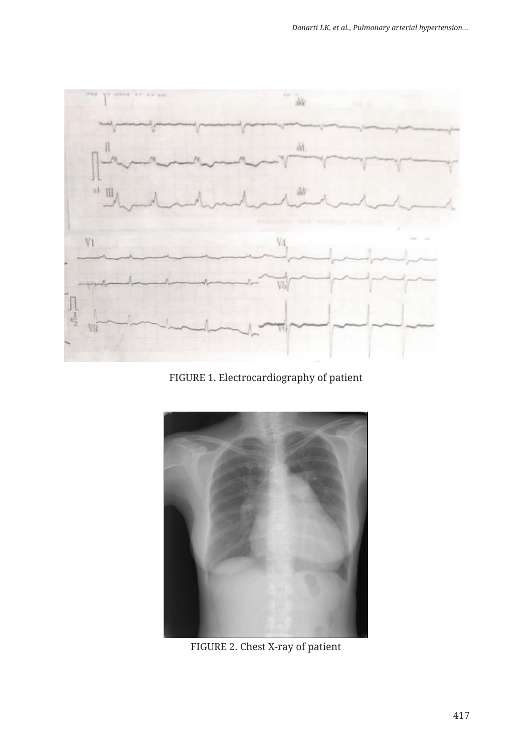FIGURE 1. Electrocardiography of patient

FIGURE 2. Chest X-ray of patient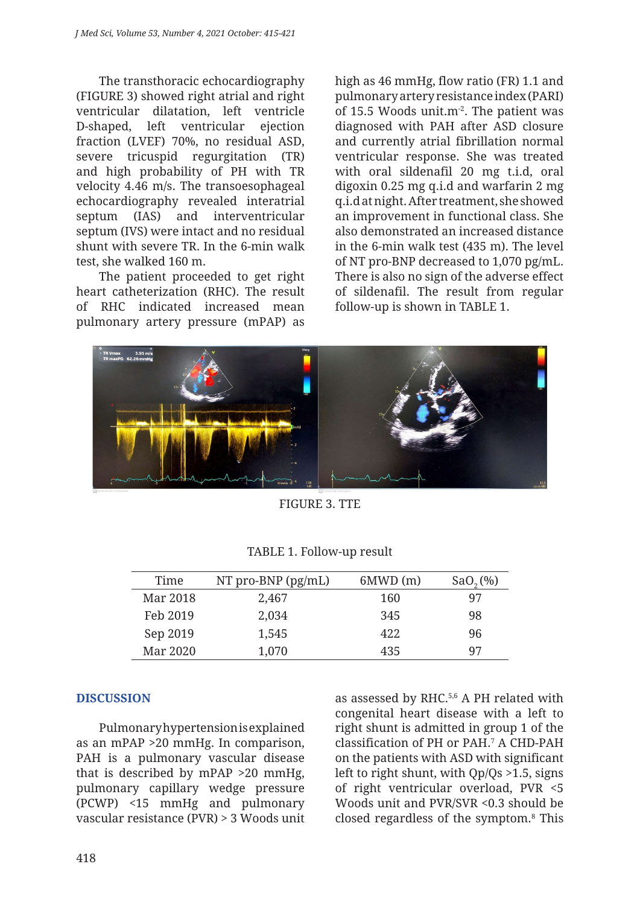The transthoracic echocardiography (FIGURE 3) showed right atrial and right ventricular dilatation, left ventricle D-shaped, left ventricular ejection fraction (LVEF) 70%, no residual ASD, severe tricuspid regurgitation (TR) and high probability of PH with TR velocity 4.46 m/s. The transoesophageal echocardiography revealed interatrial septum (IAS) and interventricular septum (IVS) were intact and no residual shunt with severe TR. In the 6-min walk test, she walked 160 m.

The patient proceeded to get right heart catheterization (RHC). The result of RHC indicated increased mean pulmonary artery pressure (mPAP) as high as 46 mmHg, flow ratio (FR) 1.1 and pulmonary artery resistance index (PARI) of 15.5 Woods unit.m$^{-2}$. The patient was diagnosed with PAH after ASD closure and currently atrial fibrillation normal ventricular response. She was treated with oral sildenafil 20 mg t.i.d, oral digoxin 0.25 mg q.i.d and warfarin 2 mg q.i.d at night. After treatment, she showed an improvement in functional class. She also demonstrated an increased distance in the 6-min walk test (435 m). The level of NT pro-BNP decreased to 1,070 pg/mL. There is also no sign of the adverse effect of sildenafil. The result from regular follow-up is shown in TABLE 1.

FIGURE 3. TTE

TABLE 1. Follow-up result

| Time | NT pro-BNP (pg/mL) | 6MWD (m) | $SaO_2$ (%) |
|---|---|---|---|
| Mar 2018 | 2,467 | 160 | 97 |
| Feb 2019 | 2,034 | 345 | 98 |
| Sep 2019 | 1,545 | 422 | 96 |
| Mar 2020 | 1,070 | 435 | 97 |

## DISCUSSION

Pulmonary hypertension is explained as an mPAP >20 mmHg. In comparison, PAH is a pulmonary vascular disease that is described by mPAP >20 mmHg, pulmonary capillary wedge pressure (PCWP) <15 mmHg and pulmonary vascular resistance (PVR) > 3 Woods unit as assessed by RHC.[5,6] A PH related with congenital heart disease with a left to right shunt is admitted in group 1 of the classification of PH or PAH.[7] A CHD-PAH on the patients with ASD with significant left to right shunt, with Qp/Qs >1.5, signs of right ventricular overload, PVR <5 Woods unit and PVR/SVR <0.3 should be closed regardless of the symptom.[8] This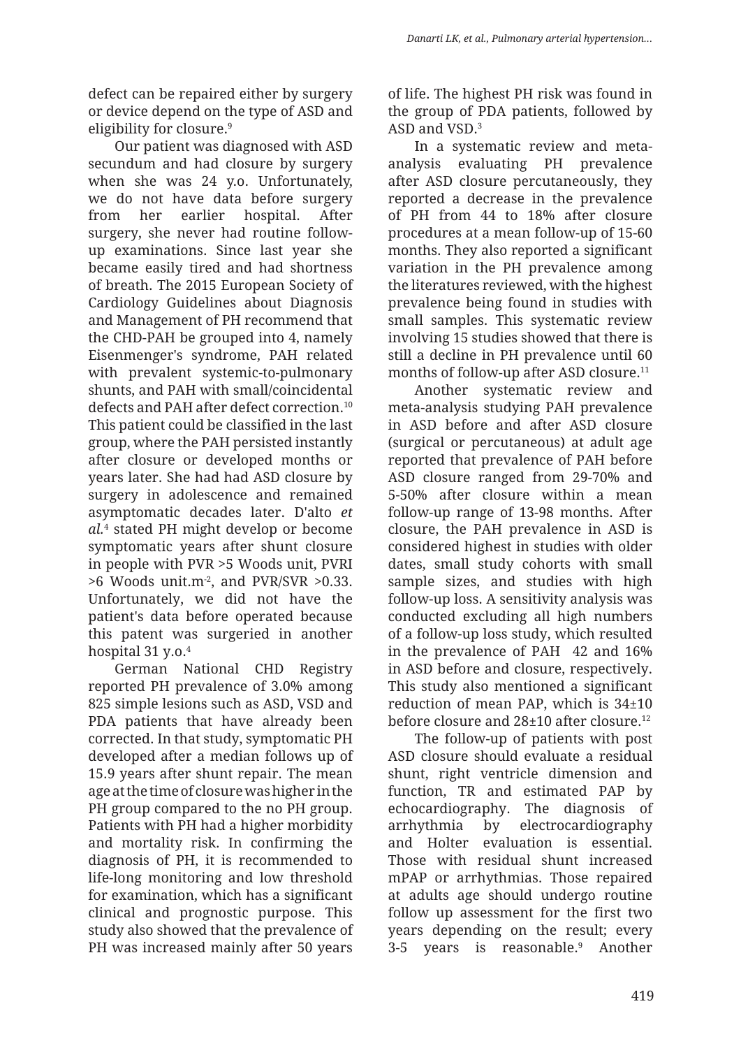defect can be repaired either by surgery or device depend on the type of ASD and eligibility for closure.[9]

Our patient was diagnosed with ASD secundum and had closure by surgery when she was 24 y.o. Unfortunately, we do not have data before surgery from her earlier hospital. After surgery, she never had routine follow-up examinations. Since last year she became easily tired and had shortness of breath. The 2015 European Society of Cardiology Guidelines about Diagnosis and Management of PH recommend that the CHD-PAH be grouped into 4, namely Eisenmenger's syndrome, PAH related with prevalent systemic-to-pulmonary shunts, and PAH with small/coincidental defects and PAH after defect correction.[10] This patient could be classified in the last group, where the PAH persisted instantly after closure or developed months or years later. She had had ASD closure by surgery in adolescence and remained asymptomatic decades later. D'alto *et al.*[4] stated PH might develop or become symptomatic years after shunt closure in people with PVR >5 Woods unit, PVRI >6 Woods unit.m$^{-2}$, and PVR/SVR >0.33. Unfortunately, we did not have the patient's data before operated because this patent was surgeried in another hospital 31 y.o.[4]

German National CHD Registry reported PH prevalence of 3.0% among 825 simple lesions such as ASD, VSD and PDA patients that have already been corrected. In that study, symptomatic PH developed after a median follows up of 15.9 years after shunt repair. The mean age at the time of closure was higher in the PH group compared to the no PH group. Patients with PH had a higher morbidity and mortality risk. In confirming the diagnosis of PH, it is recommended to life-long monitoring and low threshold for examination, which has a significant clinical and prognostic purpose. This study also showed that the prevalence of PH was increased mainly after 50 years of life. The highest PH risk was found in the group of PDA patients, followed by ASD and VSD.[3]

In a systematic review and meta-analysis evaluating PH prevalence after ASD closure percutaneously, they reported a decrease in the prevalence of PH from 44 to 18% after closure procedures at a mean follow-up of 15-60 months. They also reported a significant variation in the PH prevalence among the literatures reviewed, with the highest prevalence being found in studies with small samples. This systematic review involving 15 studies showed that there is still a decline in PH prevalence until 60 months of follow-up after ASD closure.[11]

Another systematic review and meta-analysis studying PAH prevalence in ASD before and after ASD closure (surgical or percutaneous) at adult age reported that prevalence of PAH before ASD closure ranged from 29-70% and 5-50% after closure within a mean follow-up range of 13-98 months. After closure, the PAH prevalence in ASD is considered highest in studies with older dates, small study cohorts with small sample sizes, and studies with high follow-up loss. A sensitivity analysis was conducted excluding all high numbers of a follow-up loss study, which resulted in the prevalence of PAH 42 and 16% in ASD before and closure, respectively. This study also mentioned a significant reduction of mean PAP, which is 34±10 before closure and 28±10 after closure.[12]

The follow-up of patients with post ASD closure should evaluate a residual shunt, right ventricle dimension and function, TR and estimated PAP by echocardiography. The diagnosis of arrhythmia by electrocardiography and Holter evaluation is essential. Those with residual shunt increased mPAP or arrhythmias. Those repaired at adults age should undergo routine follow up assessment for the first two years depending on the result; every 3-5 years is reasonable.[9] Another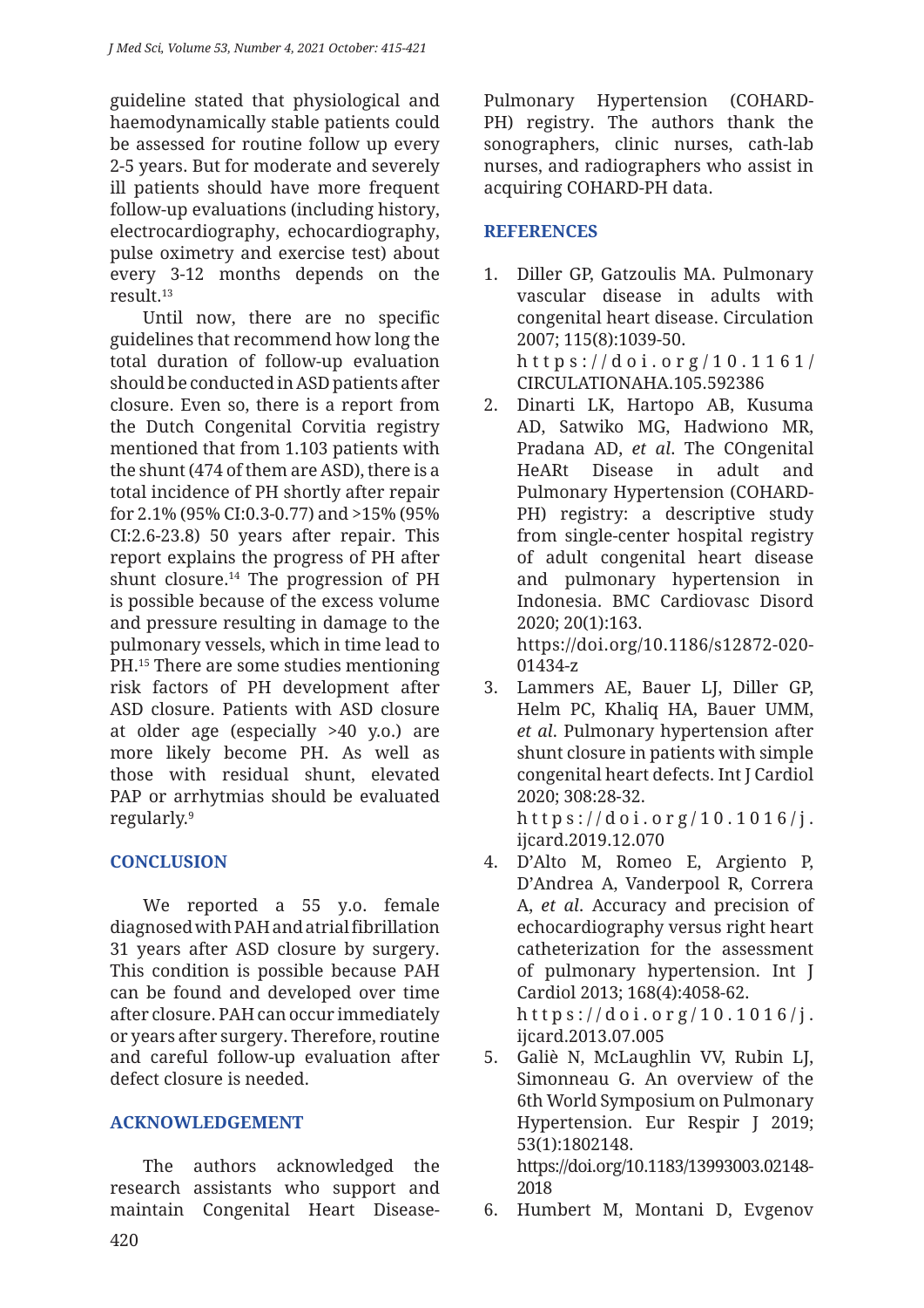guideline stated that physiological and haemodynamically stable patients could be assessed for routine follow up every 2-5 years. But for moderate and severely ill patients should have more frequent follow-up evaluations (including history, electrocardiography, echocardiography, pulse oximetry and exercise test) about every 3-12 months depends on the result.[13]

Until now, there are no specific guidelines that recommend how long the total duration of follow-up evaluation should be conducted in ASD patients after closure. Even so, there is a report from the Dutch Congenital Corvitia registry mentioned that from 1.103 patients with the shunt (474 of them are ASD), there is a total incidence of PH shortly after repair for 2.1% (95% CI:0.3-0.77) and >15% (95% CI:2.6-23.8) 50 years after repair. This report explains the progress of PH after shunt closure.[14] The progression of PH is possible because of the excess volume and pressure resulting in damage to the pulmonary vessels, which in time lead to PH.[15] There are some studies mentioning risk factors of PH development after ASD closure. Patients with ASD closure at older age (especially >40 y.o.) are more likely become PH. As well as those with residual shunt, elevated PAP or arrhytmias should be evaluated regularly.[9]

## CONCLUSION

We reported a 55 y.o. female diagnosed with PAH and atrial fibrillation 31 years after ASD closure by surgery. This condition is possible because PAH can be found and developed over time after closure. PAH can occur immediately or years after surgery. Therefore, routine and careful follow-up evaluation after defect closure is needed.

## ACKNOWLEDGEMENT

The authors acknowledged the research assistants who support and maintain Congenital Heart Disease-Pulmonary Hypertension (COHARD-PH) registry. The authors thank the sonographers, clinic nurses, cath-lab nurses, and radiographers who assist in acquiring COHARD-PH data.

## REFERENCES

1. Diller GP, Gatzoulis MA. Pulmonary vascular disease in adults with congenital heart disease. Circulation 2007; 115(8):1039-50. https://doi.org/10.1161/CIRCULATIONAHA.105.592386
2. Dinarti LK, Hartopo AB, Kusuma AD, Satwiko MG, Hadwiono MR, Pradana AD, *et al*. The COngenital HeARt Disease in adult and Pulmonary Hypertension (COHARD-PH) registry: a descriptive study from single-center hospital registry of adult congenital heart disease and pulmonary hypertension in Indonesia. BMC Cardiovasc Disord 2020; 20(1):163. https://doi.org/10.1186/s12872-020-01434-z
3. Lammers AE, Bauer LJ, Diller GP, Helm PC, Khaliq HA, Bauer UMM, *et al*. Pulmonary hypertension after shunt closure in patients with simple congenital heart defects. Int J Cardiol 2020; 308:28-32. https://doi.org/10.1016/j.ijcard.2019.12.070
4. D'Alto M, Romeo E, Argiento P, D'Andrea A, Vanderpool R, Correra A, *et al*. Accuracy and precision of echocardiography versus right heart catheterization for the assessment of pulmonary hypertension. Int J Cardiol 2013; 168(4):4058-62. https://doi.org/10.1016/j.ijcard.2013.07.005
5. Galiè N, McLaughlin VV, Rubin LJ, Simonneau G. An overview of the 6th World Symposium on Pulmonary Hypertension. Eur Respir J 2019; 53(1):1802148. https://doi.org/10.1183/13993003.02148-2018
6. Humbert M, Montani D, Evgenov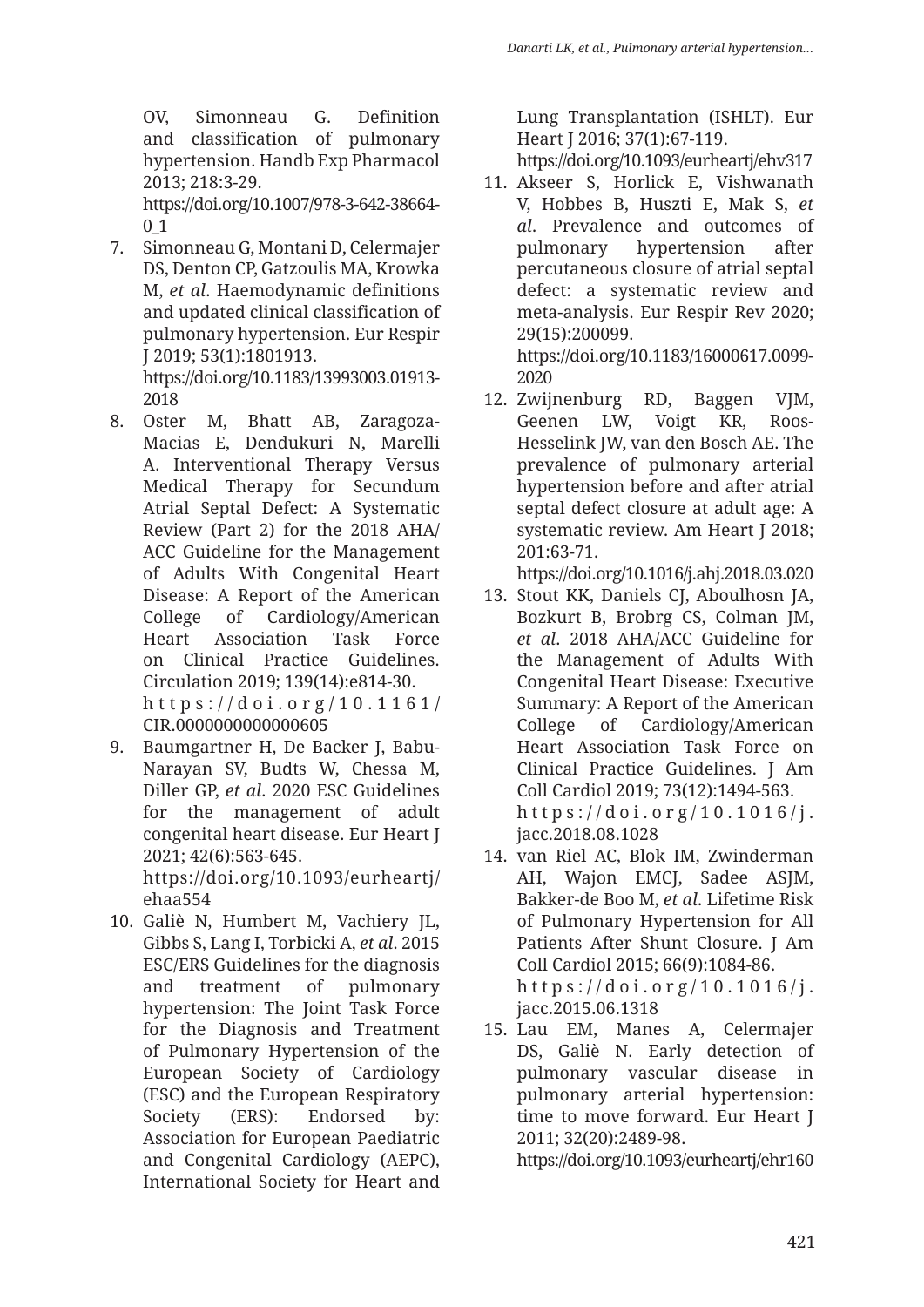OV, Simonneau G. Definition and classification of pulmonary hypertension. Handb Exp Pharmacol 2013; 218:3-29. https://doi.org/10.1007/978-3-642-38664-0_1

7. Simonneau G, Montani D, Celermajer DS, Denton CP, Gatzoulis MA, Krowka M, *et al*. Haemodynamic definitions and updated clinical classification of pulmonary hypertension. Eur Respir J 2019; 53(1):1801913. https://doi.org/10.1183/13993003.01913-2018
8. Oster M, Bhatt AB, Zaragoza-Macias E, Dendukuri N, Marelli A. Interventional Therapy Versus Medical Therapy for Secundum Atrial Septal Defect: A Systematic Review (Part 2) for the 2018 AHA/ACC Guideline for the Management of Adults With Congenital Heart Disease: A Report of the American College of Cardiology/American Heart Association Task Force on Clinical Practice Guidelines. Circulation 2019; 139(14):e814-30. https://doi.org/10.1161/CIR.0000000000000605
9. Baumgartner H, De Backer J, Babu-Narayan SV, Budts W, Chessa M, Diller GP, *et al*. 2020 ESC Guidelines for the management of adult congenital heart disease. Eur Heart J 2021; 42(6):563-645. https://doi.org/10.1093/eurheartj/ehaa554
10. Galiè N, Humbert M, Vachiery JL, Gibbs S, Lang I, Torbicki A, *et al*. 2015 ESC/ERS Guidelines for the diagnosis and treatment of pulmonary hypertension: The Joint Task Force for the Diagnosis and Treatment of Pulmonary Hypertension of the European Society of Cardiology (ESC) and the European Respiratory Society (ERS): Endorsed by: Association for European Paediatric and Congenital Cardiology (AEPC), International Society for Heart and Lung Transplantation (ISHLT). Eur Heart J 2016; 37(1):67-119. https://doi.org/10.1093/eurheartj/ehv317
11. Akseer S, Horlick E, Vishwanath V, Hobbes B, Huszti E, Mak S, *et al*. Prevalence and outcomes of pulmonary hypertension after percutaneous closure of atrial septal defect: a systematic review and meta-analysis. Eur Respir Rev 2020; 29(15):200099. https://doi.org/10.1183/16000617.0099-2020
12. Zwijnenburg RD, Baggen VJM, Geenen LW, Voigt KR, Roos-Hesselink JW, van den Bosch AE. The prevalence of pulmonary arterial hypertension before and after atrial septal defect closure at adult age: A systematic review. Am Heart J 2018; 201:63-71. https://doi.org/10.1016/j.ahj.2018.03.020
13. Stout KK, Daniels CJ, Aboulhosn JA, Bozkurt B, Brobrg CS, Colman JM, *et al*. 2018 AHA/ACC Guideline for the Management of Adults With Congenital Heart Disease: Executive Summary: A Report of the American College of Cardiology/American Heart Association Task Force on Clinical Practice Guidelines. J Am Coll Cardiol 2019; 73(12):1494-563. https://doi.org/10.1016/j.jacc.2018.08.1028
14. van Riel AC, Blok IM, Zwinderman AH, Wajon EMCJ, Sadee ASJM, Bakker-de Boo M, *et al*. Lifetime Risk of Pulmonary Hypertension for All Patients After Shunt Closure. J Am Coll Cardiol 2015; 66(9):1084-86. https://doi.org/10.1016/j.jacc.2015.06.1318
15. Lau EM, Manes A, Celermajer DS, Galiè N. Early detection of pulmonary vascular disease in pulmonary arterial hypertension: time to move forward. Eur Heart J 2011; 32(20):2489-98. https://doi.org/10.1093/eurheartj/ehr160